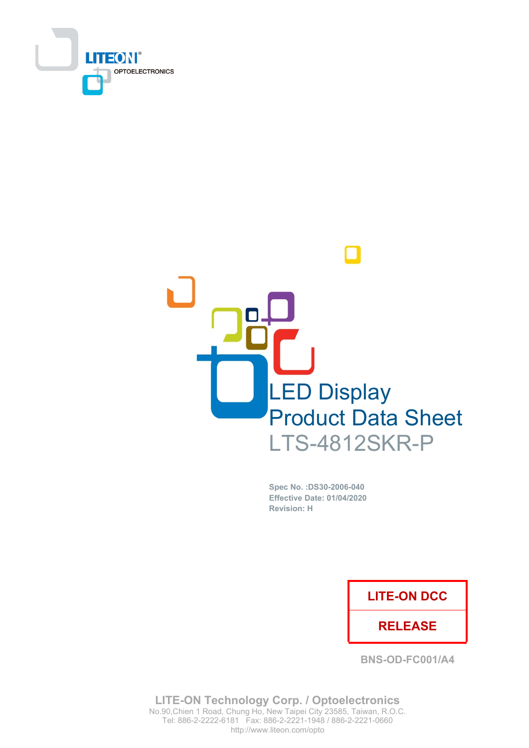LITEON® OPTOELECTRONICS

# LED Display Product Data Sheet

## LTS-4812SKR-P

**Spec No. :DS30-2006-040**
**Effective Date: 01/04/2020**
**Revision: H**

| LITE-ON DCC |
|---|
| RELEASE |

**BNS-OD-FC001/A4**

**LITE-ON Technology Corp. / Optoelectronics**
No.90,Chien 1 Road, Chung Ho, New Taipei City 23585, Taiwan, R.O.C.
Tel: 886-2-2222-6181 Fax: 886-2-2221-1948 / 886-2-2221-0660
http://www.liteon.com/opto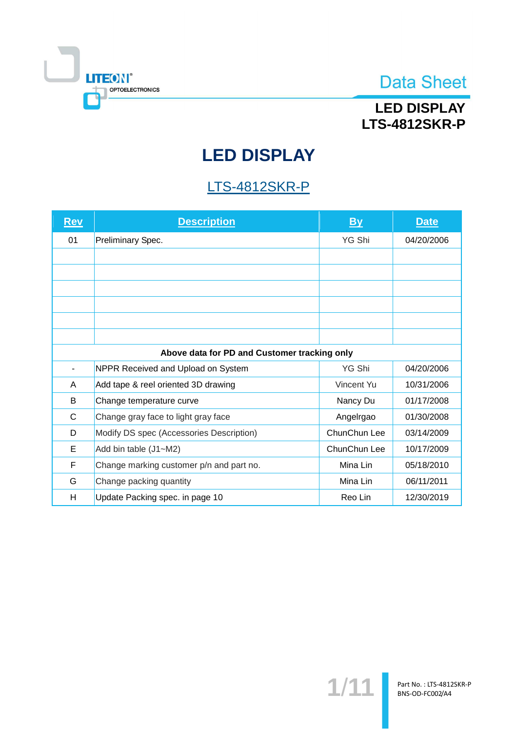# LED DISPLAY

## LTS-4812SKR-P

| Rev | Description | By | Date |
|---|---|---|---|
| 01 | Preliminary Spec. | YG Shi | 04/20/2006 |
| | | | |
| | | | |
| | | | |
| | | | |
| | | | |
| | | | |
| **Above data for PD and Customer tracking only** | | | |
| - | NPPR Received and Upload on System | YG Shi | 04/20/2006 |
| A | Add tape & reel oriented 3D drawing | Vincent Yu | 10/31/2006 |
| B | Change temperature curve | Nancy Du | 01/17/2008 |
| C | Change gray face to light gray face | Angelrgao | 01/30/2008 |
| D | Modify DS spec (Accessories Description) | ChunChun Lee | 03/14/2009 |
| E | Add bin table (J1~M2) | ChunChun Lee | 10/17/2009 |
| F | Change marking customer p/n and part no. | Mina Lin | 05/18/2010 |
| G | Change packing quantity | Mina Lin | 06/11/2011 |
| H | Update Packing spec. in page 10 | Reo Lin | 12/30/2019 |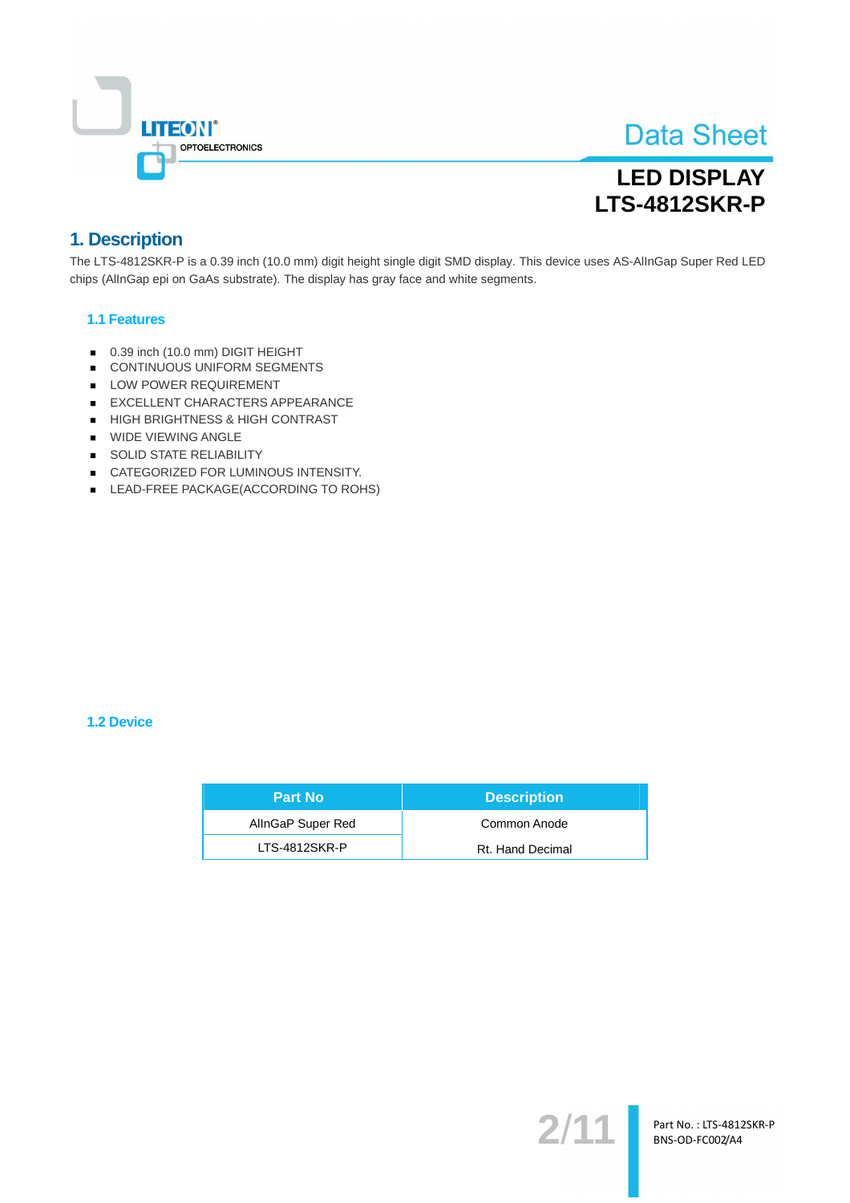# 1. Description

The LTS-4812SKR-P is a 0.39 inch (10.0 mm) digit height single digit SMD display. This device uses AS-AlInGap Super Red LED chips (AlInGap epi on GaAs substrate). The display has gray face and white segments.

## 1.1 Features

- 0.39 inch (10.0 mm) DIGIT HEIGHT
- CONTINUOUS UNIFORM SEGMENTS
- LOW POWER REQUIREMENT
- EXCELLENT CHARACTERS APPEARANCE
- HIGH BRIGHTNESS & HIGH CONTRAST
- WIDE VIEWING ANGLE
- SOLID STATE RELIABILITY
- CATEGORIZED FOR LUMINOUS INTENSITY.
- LEAD-FREE PACKAGE(ACCORDING TO ROHS)

## 1.2 Device

| Part No | Description |
|---|---|
| AlInGaP Super Red | Common Anode |
| LTS-4812SKR-P | Rt. Hand Decimal |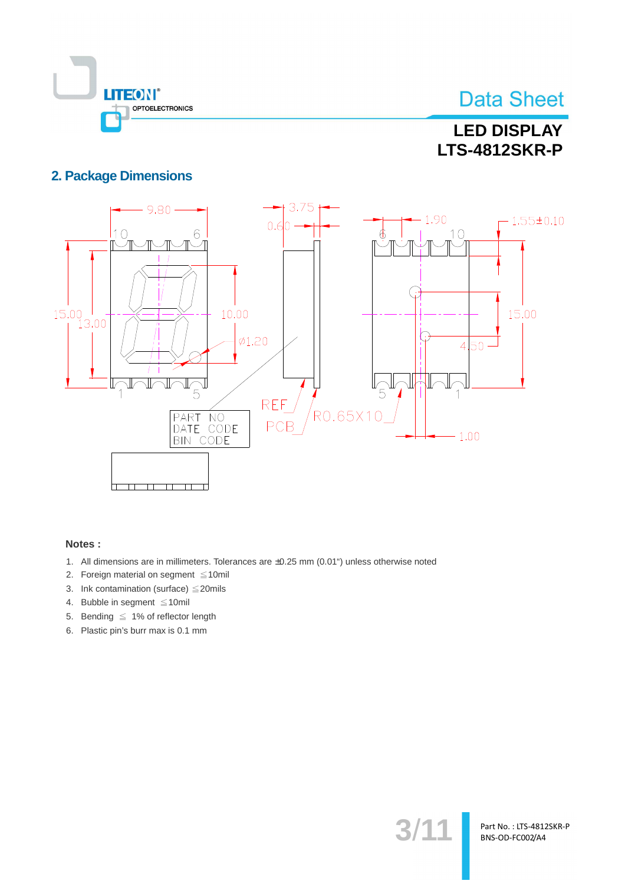## 2. Package Dimensions

**Notes :**

1. All dimensions are in millimeters. Tolerances are ±0.25 mm (0.01") unless otherwise noted
2. Foreign material on segment ≦10mil
3. Ink contamination (surface) ≦20mils
4. Bubble in segment ≦10mil
5. Bending ≦ 1% of reflector length
6. Plastic pin's burr max is 0.1 mm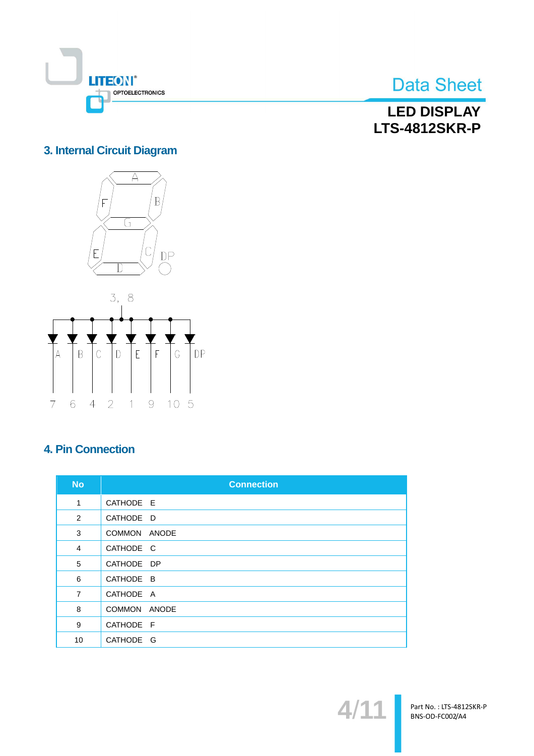## 3. Internal Circuit Diagram

## 4. Pin Connection

| No | Connection |
|---|---|
| 1 | CATHODE E |
| 2 | CATHODE D |
| 3 | COMMON ANODE |
| 4 | CATHODE C |
| 5 | CATHODE DP |
| 6 | CATHODE B |
| 7 | CATHODE A |
| 8 | COMMON ANODE |
| 9 | CATHODE F |
| 10 | CATHODE G |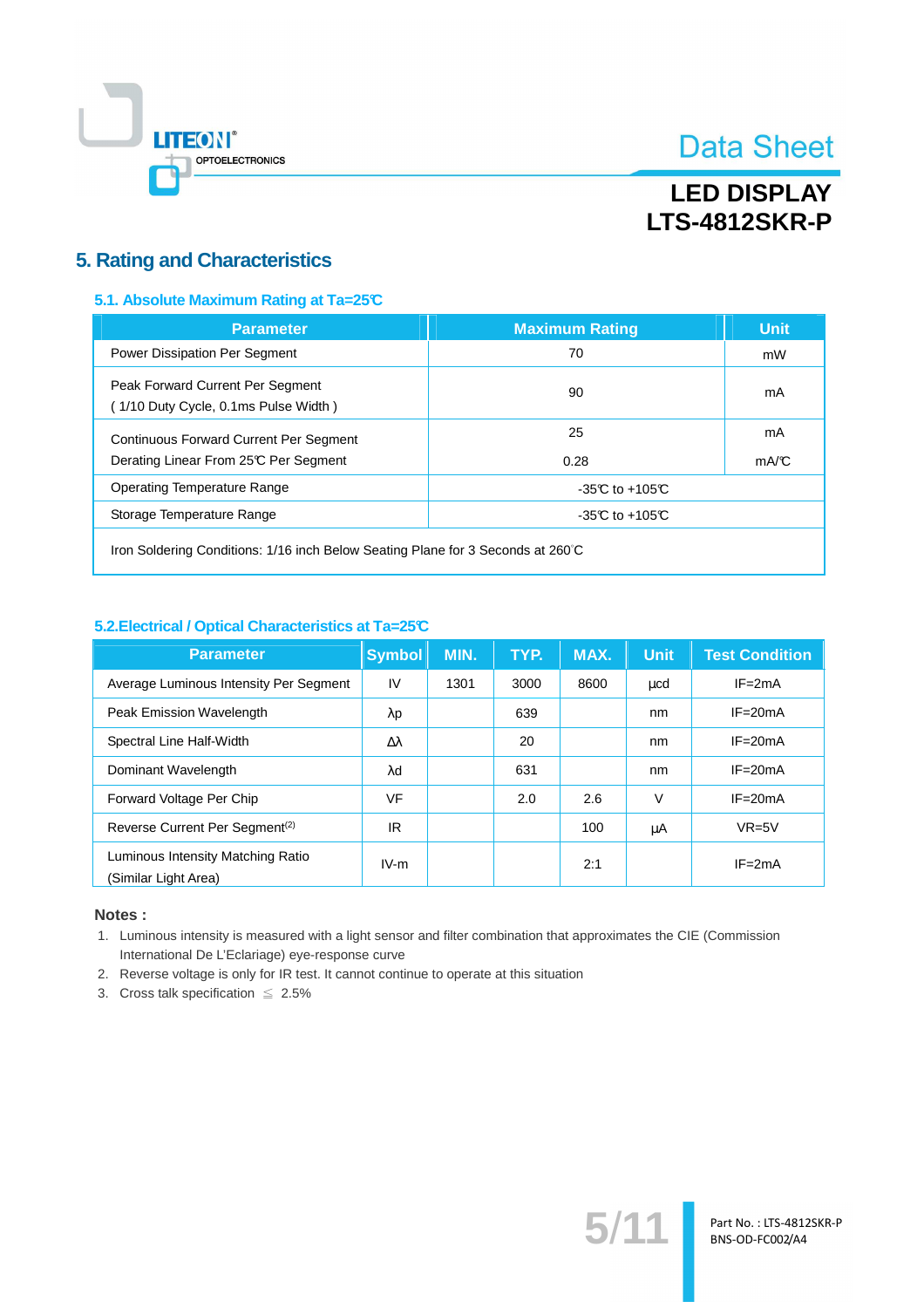# 5. Rating and Characteristics

## 5.1. Absolute Maximum Rating at Ta=25℃

| Parameter | Maximum Rating | Unit |
|---|---|---|
| Power Dissipation Per Segment | 70 | mW |
| Peak Forward Current Per Segment ( 1/10 Duty Cycle, 0.1ms Pulse Width ) | 90 | mA |
| Continuous Forward Current Per Segment | 25 | mA |
| Derating Linear From 25℃ Per Segment | 0.28 | mA/℃ |
| Operating Temperature Range | -35℃ to +105℃ | |
| Storage Temperature Range | -35℃ to +105℃ | |
| Iron Soldering Conditions: 1/16 inch Below Seating Plane for 3 Seconds at 260℃ | | |

## 5.2.Electrical / Optical Characteristics at Ta=25℃

| Parameter | Symbol | MIN. | TYP. | MAX. | Unit | Test Condition |
|---|---|---|---|---|---|---|
| Average Luminous Intensity Per Segment | IV | 1301 | 3000 | 8600 | μcd | IF=2mA |
| Peak Emission Wavelength | λp | | 639 | | nm | IF=20mA |
| Spectral Line Half-Width | Δλ | | 20 | | nm | IF=20mA |
| Dominant Wavelength | λd | | 631 | | nm | IF=20mA |
| Forward Voltage Per Chip | VF | | 2.0 | 2.6 | V | IF=20mA |
| Reverse Current Per Segment[2] | IR | | | 100 | μA | VR=5V |
| Luminous Intensity Matching Ratio (Similar Light Area) | IV-m | | | 2:1 | | IF=2mA |

**Notes :**

1. Luminous intensity is measured with a light sensor and filter combination that approximates the CIE (Commission International De L'Eclariage) eye-response curve
2. Reverse voltage is only for IR test. It cannot continue to operate at this situation
3. Cross talk specification ≦ 2.5%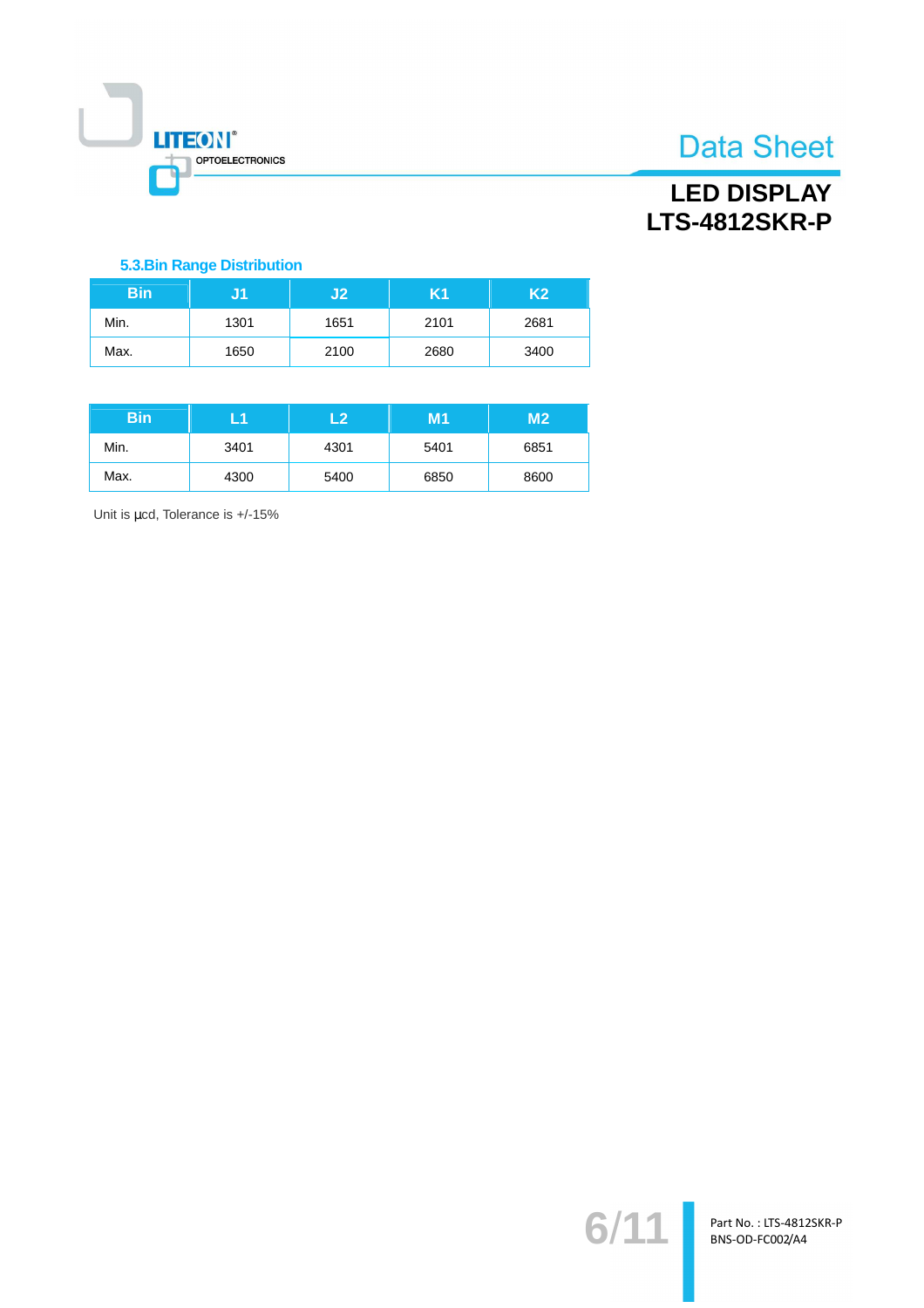### 5.3.Bin Range Distribution

| Bin | J1 | J2 | K1 | K2 |
|---|---|---|---|---|
| Min. | 1301 | 1651 | 2101 | 2681 |
| Max. | 1650 | 2100 | 2680 | 3400 |

| Bin | L1 | L2 | M1 | M2 |
|---|---|---|---|---|
| Min. | 3401 | 4301 | 5401 | 6851 |
| Max. | 4300 | 5400 | 6850 | 8600 |

Unit is μcd, Tolerance is +/-15%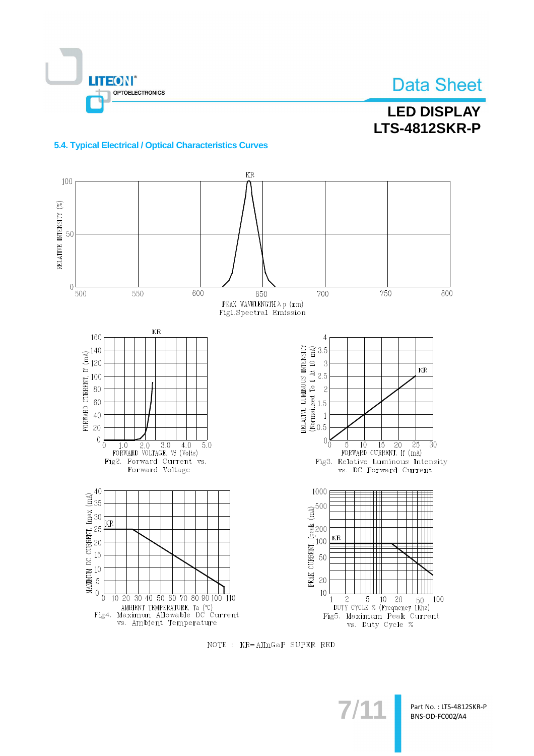## 5.4. Typical Electrical / Optical Characteristics Curves

Fig1. Spectral Emission

Fig2. Forward Current vs. Forward Voltage

Fig3. Relative Luminous Intensity vs. DC Forward Current

Fig4. Maximum Allowable DC Current vs. Ambient Temperature

Fig5. Maximum Peak Current vs. Duty Cycle %

NOTE : KR=AlInGaP SUPER RED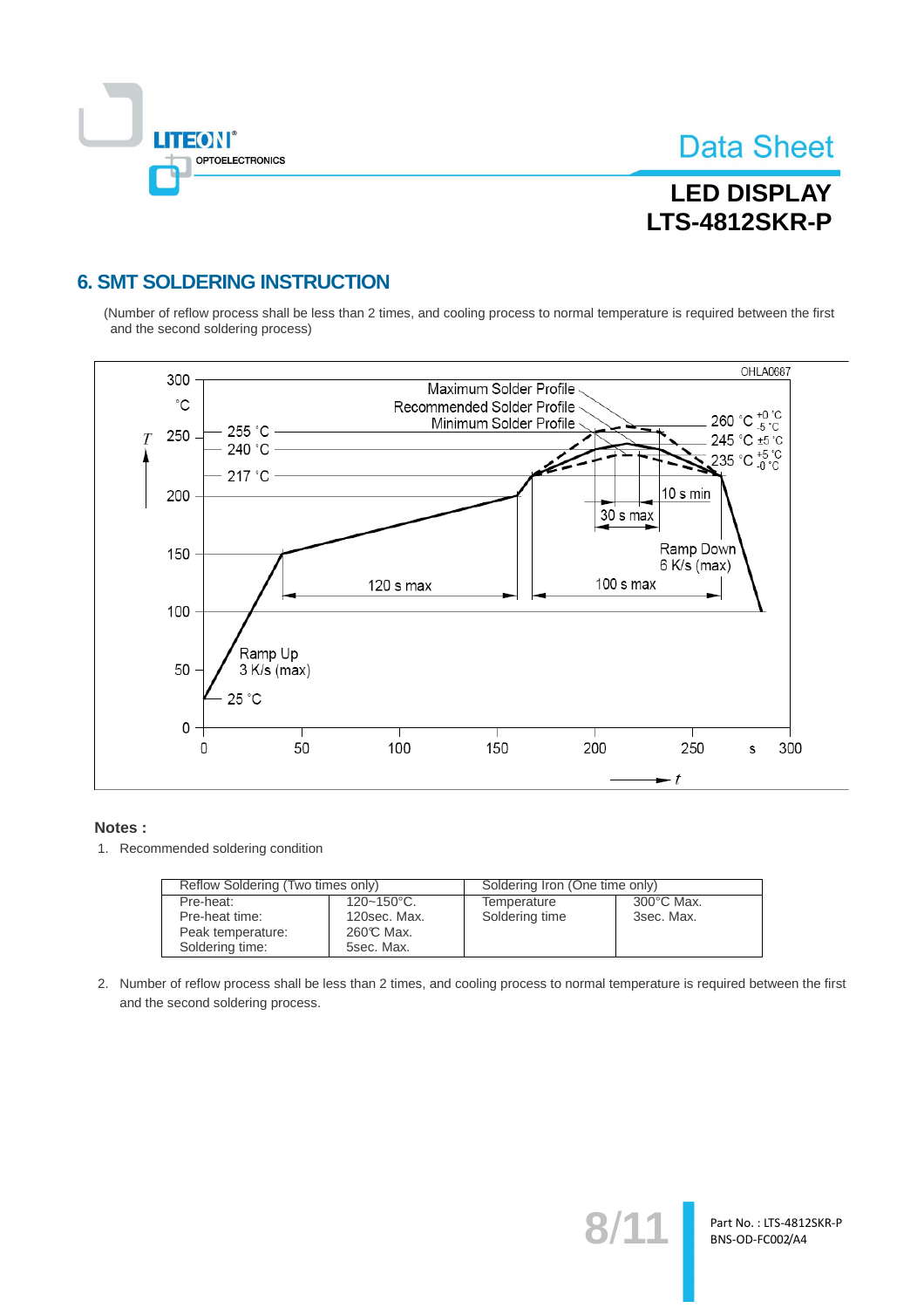## 6. SMT SOLDERING INSTRUCTION

(Number of reflow process shall be less than 2 times, and cooling process to normal temperature is required between the first and the second soldering process)

OHLA0687

Maximum Solder Profile
Recommended Solder Profile
Minimum Solder Profile

260 °C $^{+0}_{-5}$ °C
245 °C ±5 °C
235 °C $^{+5}_{-0}$ °C

255 °C
240 °C
217 °C

10 s min
30 s max
Ramp Down 6 K/s (max)
100 s max
120 s max
Ramp Up 3 K/s (max)
25 °C

T (°C): 0, 50, 100, 150, 200, 250, 300
t (s): 0, 50, 100, 150, 200, 250, 300

**Notes :**

1. Recommended soldering condition

| Reflow Soldering (Two times only) | | Soldering Iron (One time only) | |
|---|---|---|---|
| Pre-heat:<br>Pre-heat time:<br>Peak temperature:<br>Soldering time: | 120~150°C.<br>120sec. Max.<br>260℃ Max.<br>5sec. Max. | Temperature<br>Soldering time | 300°C Max.<br>3sec. Max. |

2. Number of reflow process shall be less than 2 times, and cooling process to normal temperature is required between the first and the second soldering process.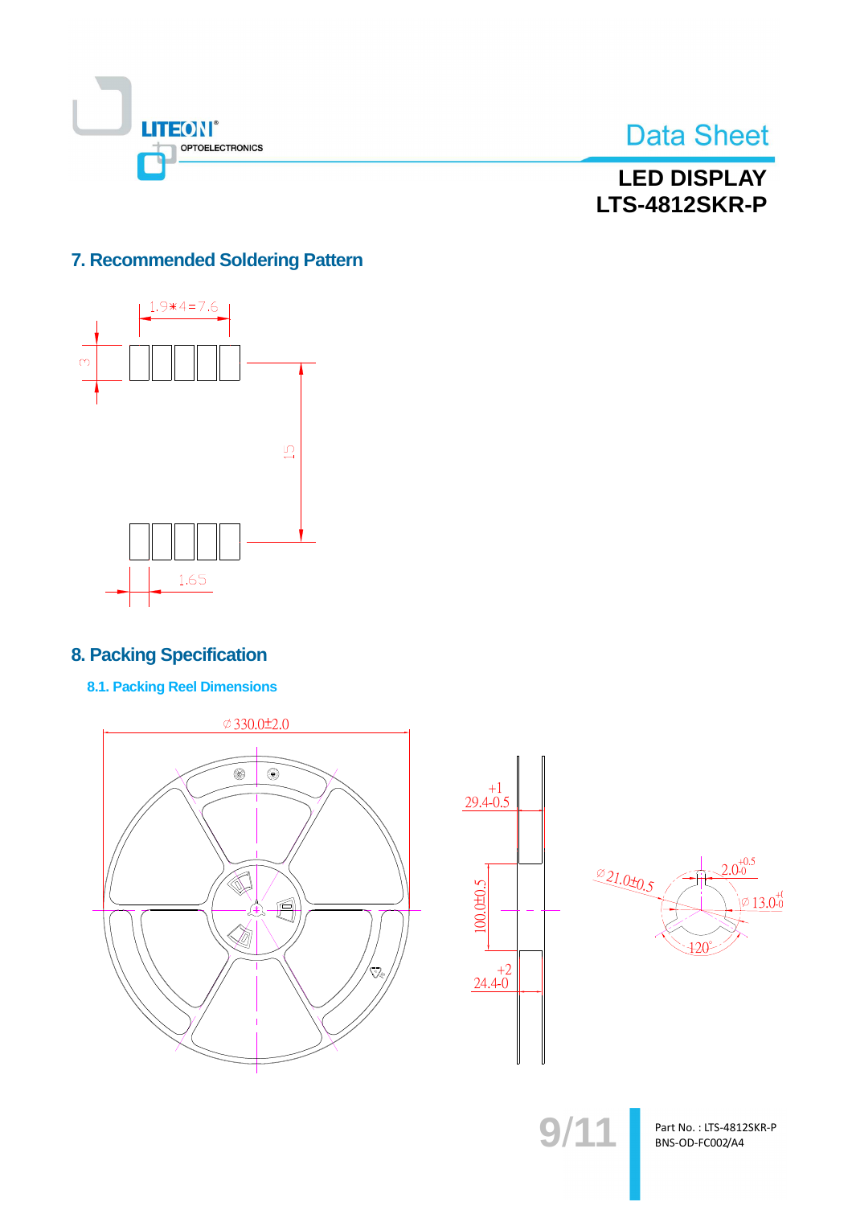## 7. Recommended Soldering Pattern

## 8. Packing Specification

### 8.1. Packing Reel Dimensions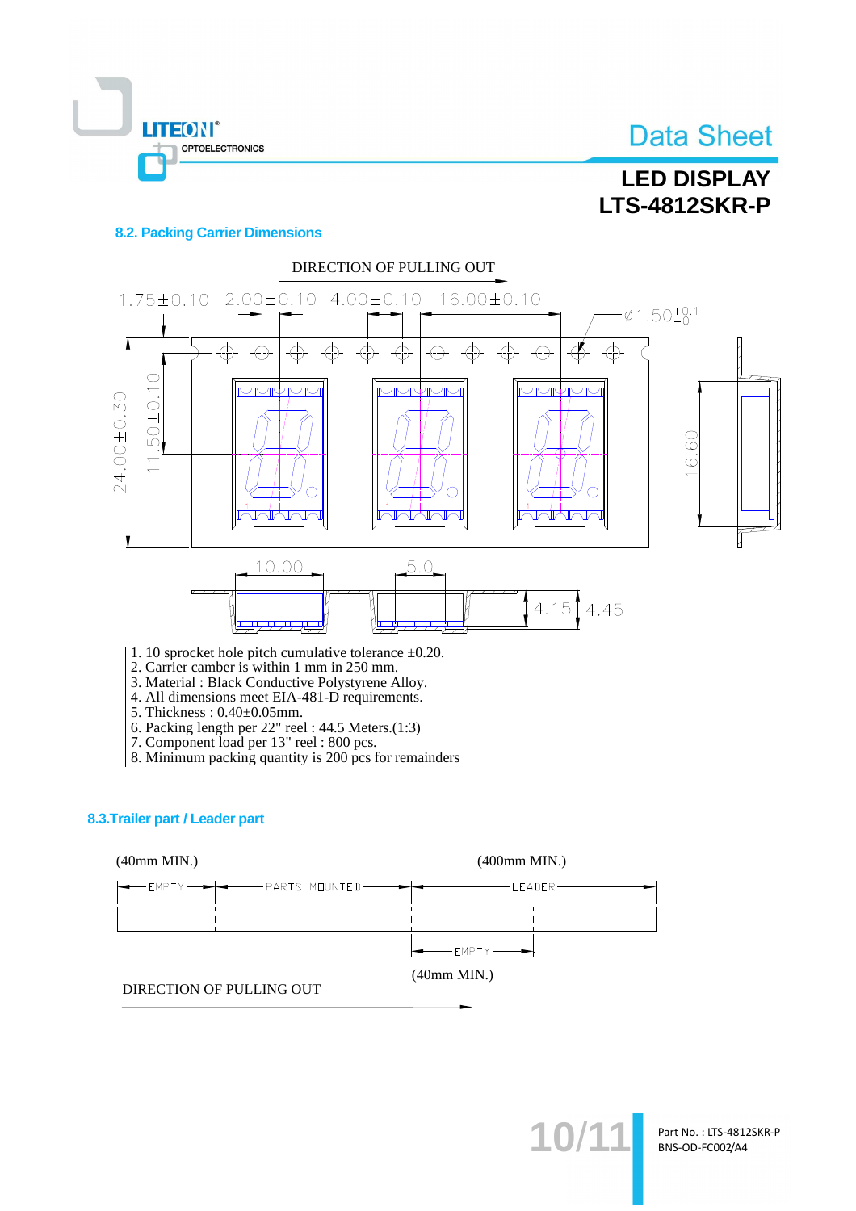## 8.2. Packing Carrier Dimensions

DIRECTION OF PULLING OUT

1.75±0.10 2.00±0.10 4.00±0.10 16.00±0.10 Ø1.50$^{+0.1}_{-0}$

24.00±0.30 11.50±0.10 16.60

10.00 5.0 4.15 4.45

1. 10 sprocket hole pitch cumulative tolerance ±0.20.
2. Carrier camber is within 1 mm in 250 mm.
3. Material : Black Conductive Polystyrene Alloy.
4. All dimensions meet EIA-481-D requirements.
5. Thickness : 0.40±0.05mm.
6. Packing length per 22" reel : 44.5 Meters.(1:3)
7. Component load per 13" reel : 800 pcs.
8. Minimum packing quantity is 200 pcs for remainders

## 8.3.Trailer part / Leader part

(40mm MIN.) (400mm MIN.)

EMPTY PARTS MOUNTED LEADER

EMPTY

(40mm MIN.)

DIRECTION OF PULLING OUT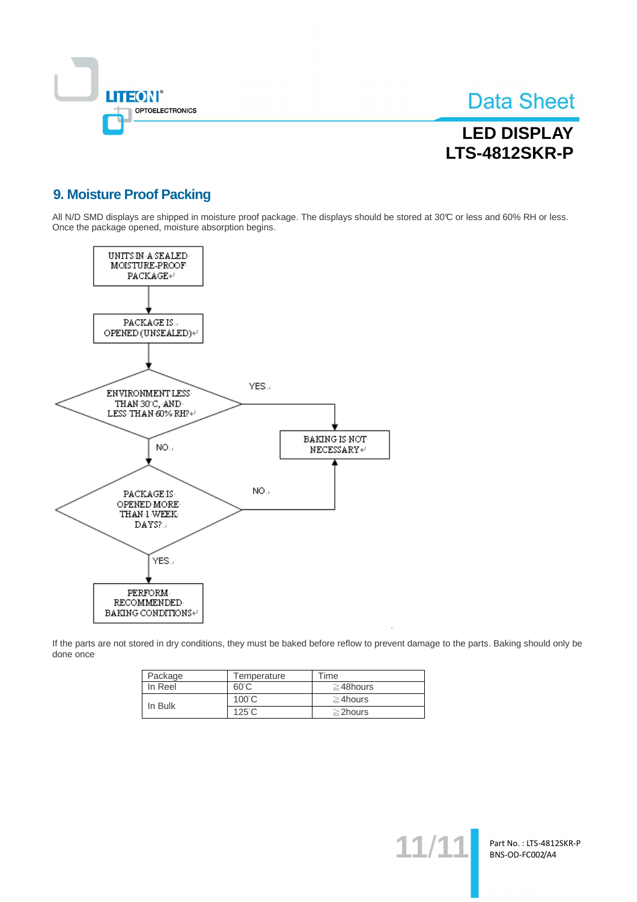## 9. Moisture Proof Packing

All N/D SMD displays are shipped in moisture proof package. The displays should be stored at 30℃ or less and 60% RH or less. Once the package opened, moisture absorption begins.

UNITS IN A SEALED MOISTURE-PROOF PACKAGE

PACKAGE IS OPENED (UNSEALED)

ENVIRONMENT LESS THAN 30°C, AND LESS THAN 60% RH?

YES

BAKING IS NOT NECESSARY

NO

PACKAGE IS OPENED MORE THAN 1 WEEK DAYS?

NO

YES

PERFORM RECOMMENDED BAKING CONDITIONS

If the parts are not stored in dry conditions, they must be baked before reflow to prevent damage to the parts. Baking should only be done once

| Package | Temperature | Time |
|---|---|---|
| In Reel | 60°C | ≧48hours |
| In Bulk | 100°C | ≧4hours |
| | 125°C | ≧2hours |